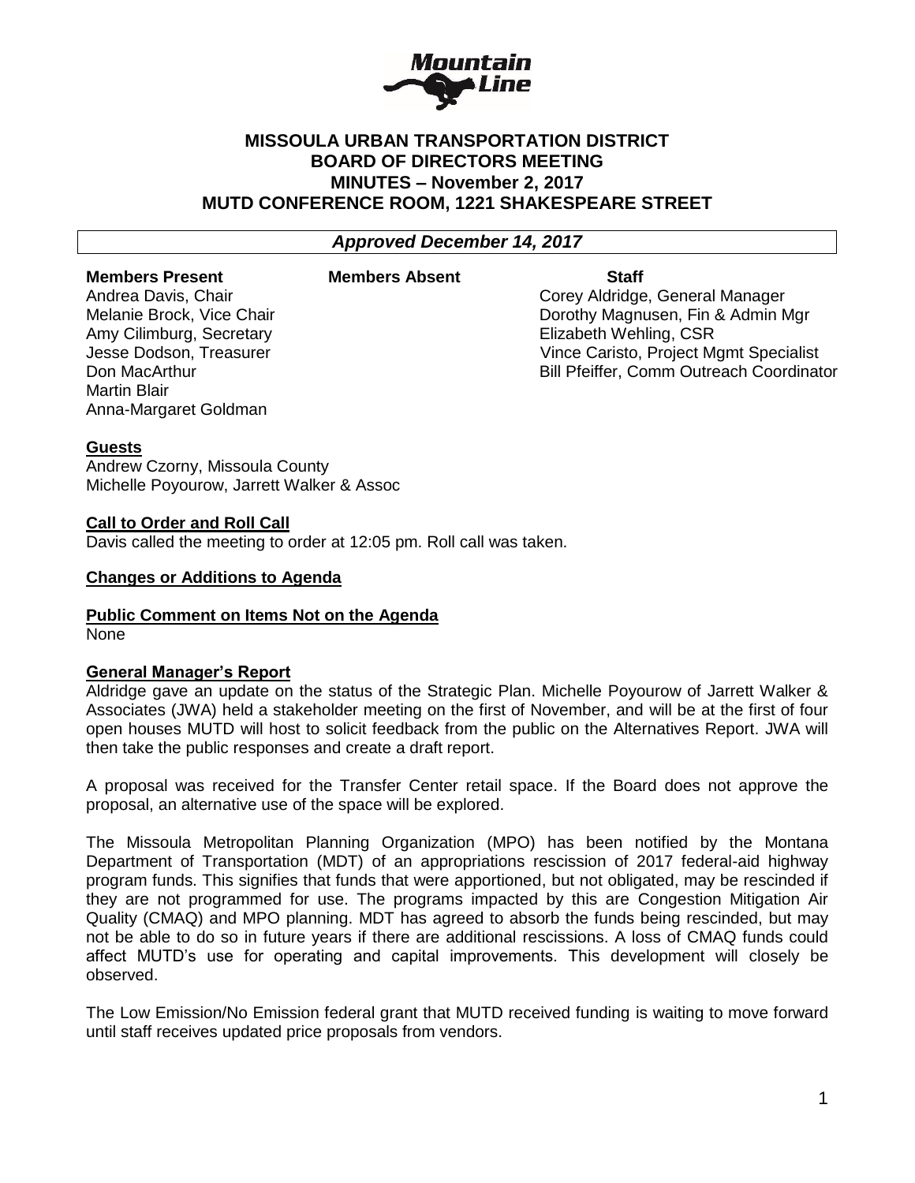# MISSOULA URBAN TRANSPORTATION DISTRICT
# BOARD OF DIRECTORS MEETING
# MINUTES – November 2, 2017
# MUTD CONFERENCE ROOM, 1221 SHAKESPEARE STREET

***Approved December 14, 2017***

| **Members Present** | **Members Absent** | **Staff** |
|---|---|---|
| Andrea Davis, Chair | | Corey Aldridge, General Manager |
| Melanie Brock, Vice Chair | | Dorothy Magnusen, Fin & Admin Mgr |
| Amy Cilimburg, Secretary | | Elizabeth Wehling, CSR |
| Jesse Dodson, Treasurer | | Vince Caristo, Project Mgmt Specialist |
| Don MacArthur | | Bill Pfeiffer, Comm Outreach Coordinator |
| Martin Blair | | |
| Anna-Margaret Goldman | | |

**Guests**

Andrew Czorny, Missoula County
Michelle Poyourow, Jarrett Walker & Assoc

**Call to Order and Roll Call**

Davis called the meeting to order at 12:05 pm. Roll call was taken.

**Changes or Additions to Agenda**

**Public Comment on Items Not on the Agenda**

None

**General Manager's Report**

Aldridge gave an update on the status of the Strategic Plan. Michelle Poyourow of Jarrett Walker & Associates (JWA) held a stakeholder meeting on the first of November, and will be at the first of four open houses MUTD will host to solicit feedback from the public on the Alternatives Report. JWA will then take the public responses and create a draft report.

A proposal was received for the Transfer Center retail space. If the Board does not approve the proposal, an alternative use of the space will be explored.

The Missoula Metropolitan Planning Organization (MPO) has been notified by the Montana Department of Transportation (MDT) of an appropriations rescission of 2017 federal-aid highway program funds. This signifies that funds that were apportioned, but not obligated, may be rescinded if they are not programmed for use. The programs impacted by this are Congestion Mitigation Air Quality (CMAQ) and MPO planning. MDT has agreed to absorb the funds being rescinded, but may not be able to do so in future years if there are additional rescissions. A loss of CMAQ funds could affect MUTD's use for operating and capital improvements. This development will closely be observed.

The Low Emission/No Emission federal grant that MUTD received funding is waiting to move forward until staff receives updated price proposals from vendors.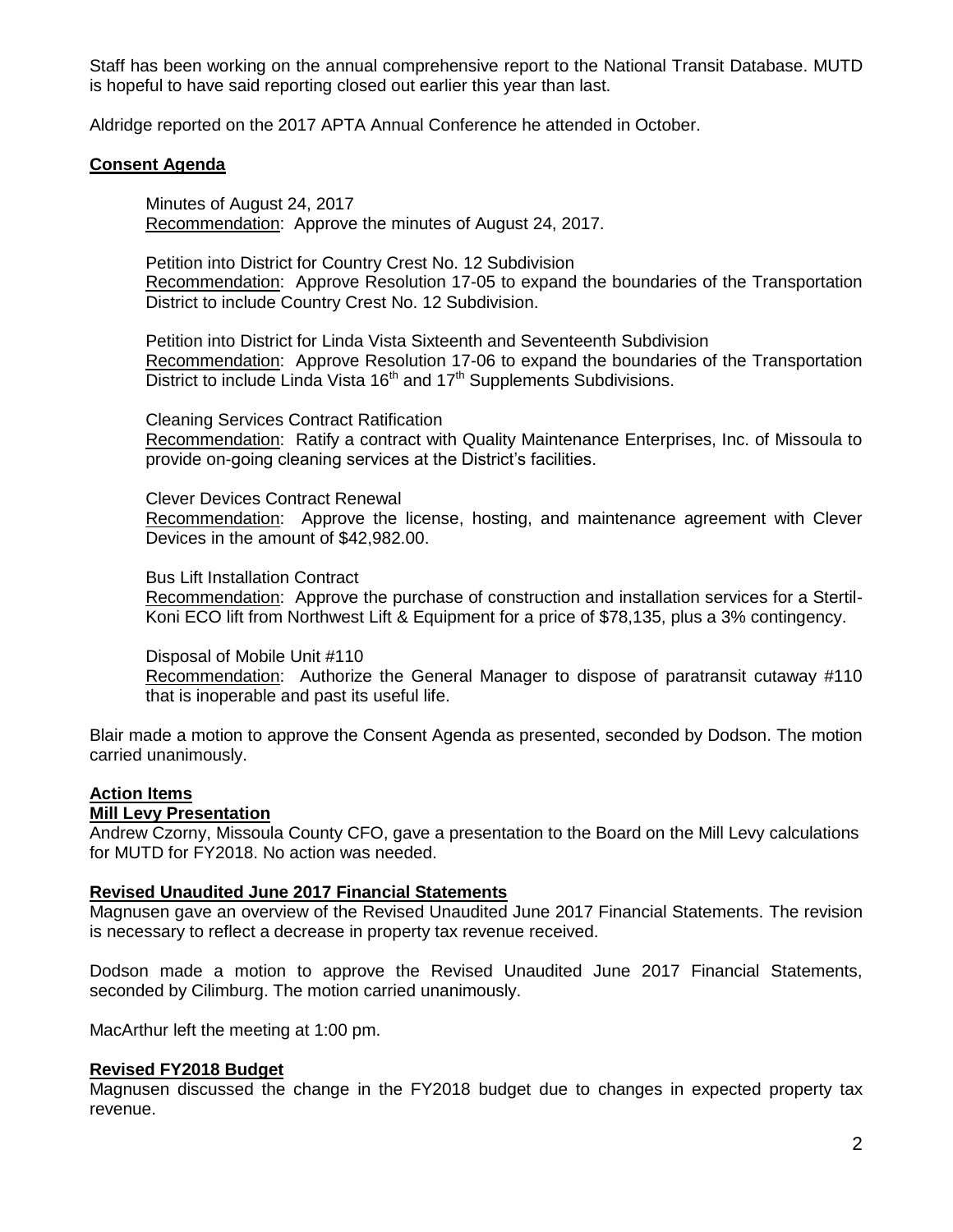Staff has been working on the annual comprehensive report to the National Transit Database. MUTD is hopeful to have said reporting closed out earlier this year than last.

Aldridge reported on the 2017 APTA Annual Conference he attended in October.

## Consent Agenda

Minutes of August 24, 2017
Recommendation: Approve the minutes of August 24, 2017.

Petition into District for Country Crest No. 12 Subdivision
Recommendation: Approve Resolution 17-05 to expand the boundaries of the Transportation District to include Country Crest No. 12 Subdivision.

Petition into District for Linda Vista Sixteenth and Seventeenth Subdivision
Recommendation: Approve Resolution 17-06 to expand the boundaries of the Transportation District to include Linda Vista 16th and 17th Supplements Subdivisions.

Cleaning Services Contract Ratification
Recommendation: Ratify a contract with Quality Maintenance Enterprises, Inc. of Missoula to provide on-going cleaning services at the District's facilities.

Clever Devices Contract Renewal
Recommendation: Approve the license, hosting, and maintenance agreement with Clever Devices in the amount of $42,982.00.

Bus Lift Installation Contract
Recommendation: Approve the purchase of construction and installation services for a Stertil-Koni ECO lift from Northwest Lift & Equipment for a price of $78,135, plus a 3% contingency.

Disposal of Mobile Unit #110
Recommendation: Authorize the General Manager to dispose of paratransit cutaway #110 that is inoperable and past its useful life.

Blair made a motion to approve the Consent Agenda as presented, seconded by Dodson. The motion carried unanimously.

## Action Items

### Mill Levy Presentation

Andrew Czorny, Missoula County CFO, gave a presentation to the Board on the Mill Levy calculations for MUTD for FY2018. No action was needed.

### Revised Unaudited June 2017 Financial Statements

Magnusen gave an overview of the Revised Unaudited June 2017 Financial Statements. The revision is necessary to reflect a decrease in property tax revenue received.

Dodson made a motion to approve the Revised Unaudited June 2017 Financial Statements, seconded by Cilimburg. The motion carried unanimously.

MacArthur left the meeting at 1:00 pm.

### Revised FY2018 Budget

Magnusen discussed the change in the FY2018 budget due to changes in expected property tax revenue.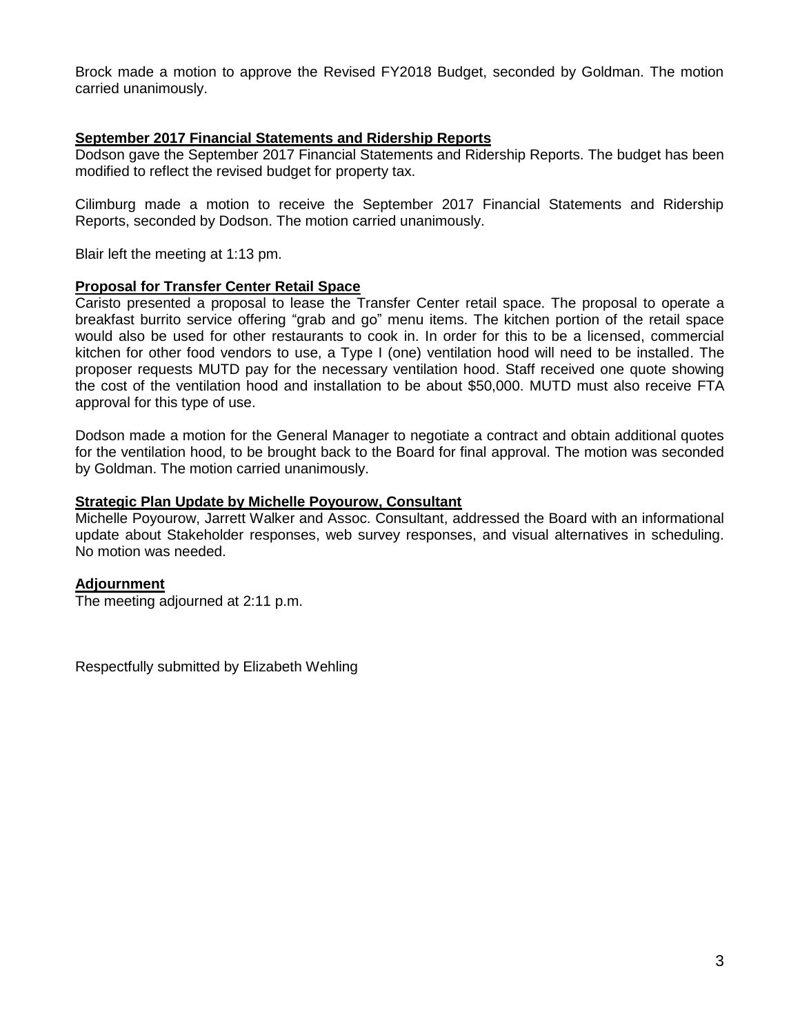Brock made a motion to approve the Revised FY2018 Budget, seconded by Goldman. The motion carried unanimously.

**September 2017 Financial Statements and Ridership Reports**

Dodson gave the September 2017 Financial Statements and Ridership Reports. The budget has been modified to reflect the revised budget for property tax.

Cilimburg made a motion to receive the September 2017 Financial Statements and Ridership Reports, seconded by Dodson. The motion carried unanimously.

Blair left the meeting at 1:13 pm.

**Proposal for Transfer Center Retail Space**

Caristo presented a proposal to lease the Transfer Center retail space. The proposal to operate a breakfast burrito service offering "grab and go" menu items. The kitchen portion of the retail space would also be used for other restaurants to cook in. In order for this to be a licensed, commercial kitchen for other food vendors to use, a Type I (one) ventilation hood will need to be installed. The proposer requests MUTD pay for the necessary ventilation hood. Staff received one quote showing the cost of the ventilation hood and installation to be about $50,000. MUTD must also receive FTA approval for this type of use.

Dodson made a motion for the General Manager to negotiate a contract and obtain additional quotes for the ventilation hood, to be brought back to the Board for final approval. The motion was seconded by Goldman. The motion carried unanimously.

**Strategic Plan Update by Michelle Poyourow, Consultant**

Michelle Poyourow, Jarrett Walker and Assoc. Consultant, addressed the Board with an informational update about Stakeholder responses, web survey responses, and visual alternatives in scheduling. No motion was needed.

**Adjournment**

The meeting adjourned at 2:11 p.m.

Respectfully submitted by Elizabeth Wehling